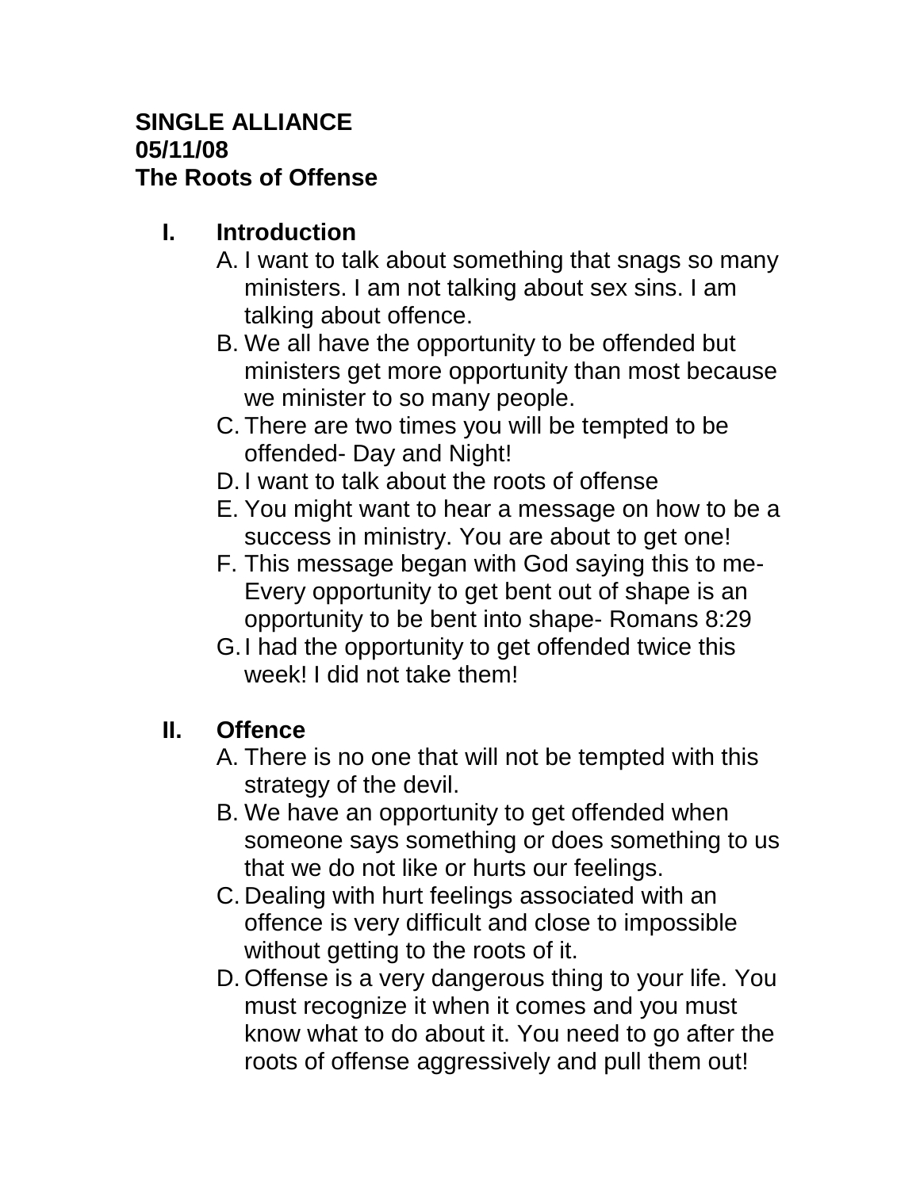**SINGLE ALLIANCE**
**05/11/08**
**The Roots of Offense**

## I. Introduction

A. I want to talk about something that snags so many ministers. I am not talking about sex sins. I am talking about offence.
B. We all have the opportunity to be offended but ministers get more opportunity than most because we minister to so many people.
C. There are two times you will be tempted to be offended- Day and Night!
D. I want to talk about the roots of offense
E. You might want to hear a message on how to be a success in ministry. You are about to get one!
F. This message began with God saying this to me- Every opportunity to get bent out of shape is an opportunity to be bent into shape- Romans 8:29
G. I had the opportunity to get offended twice this week! I did not take them!

## II. Offence

A. There is no one that will not be tempted with this strategy of the devil.
B. We have an opportunity to get offended when someone says something or does something to us that we do not like or hurts our feelings.
C. Dealing with hurt feelings associated with an offence is very difficult and close to impossible without getting to the roots of it.
D. Offense is a very dangerous thing to your life. You must recognize it when it comes and you must know what to do about it. You need to go after the roots of offense aggressively and pull them out!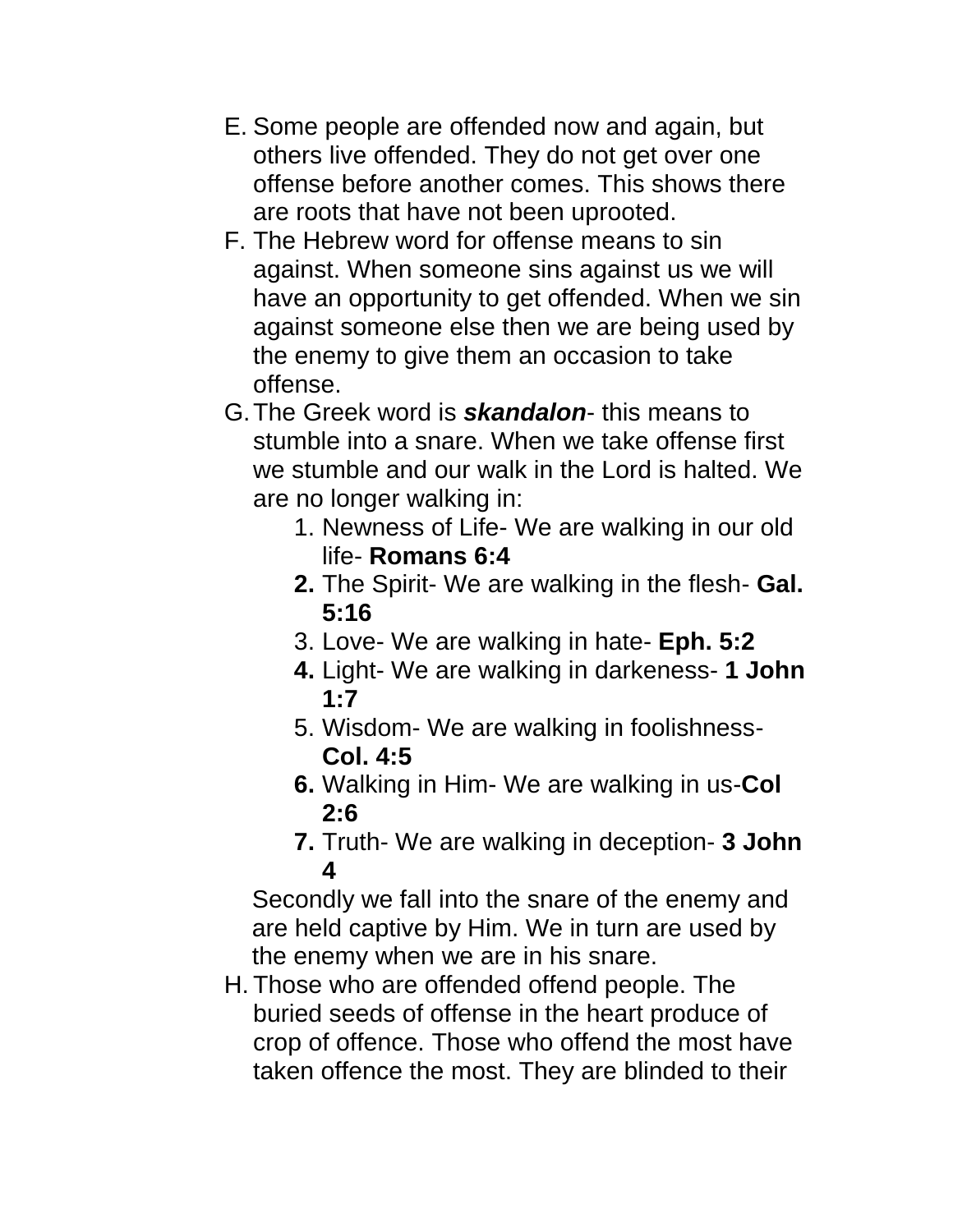E. Some people are offended now and again, but others live offended. They do not get over one offense before another comes. This shows there are roots that have not been uprooted.

F. The Hebrew word for offense means to sin against. When someone sins against us we will have an opportunity to get offended. When we sin against someone else then we are being used by the enemy to give them an occasion to take offense.

G. The Greek word is ***skandalon***- this means to stumble into a snare. When we take offense first we stumble and our walk in the Lord is halted. We are no longer walking in:

   1. Newness of Life- We are walking in our old life- **Romans 6:4**
   2. The Spirit- We are walking in the flesh- **Gal. 5:16**
   3. Love- We are walking in hate- **Eph. 5:2**
   4. Light- We are walking in darkeness- **1 John 1:7**
   5. Wisdom- We are walking in foolishness- **Col. 4:5**
   6. Walking in Him- We are walking in us-**Col 2:6**
   7. Truth- We are walking in deception- **3 John 4**

   Secondly we fall into the snare of the enemy and are held captive by Him. We in turn are used by the enemy when we are in his snare.

H. Those who are offended offend people. The buried seeds of offense in the heart produce of crop of offence. Those who offend the most have taken offence the most. They are blinded to their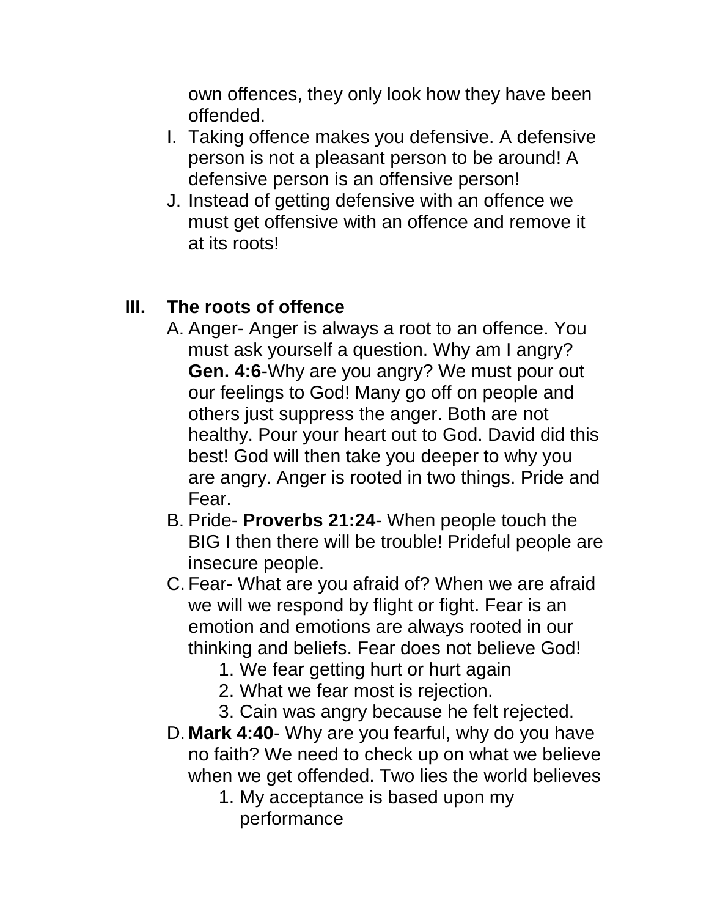own offences, they only look how they have been offended.

I. Taking offence makes you defensive. A defensive person is not a pleasant person to be around! A defensive person is an offensive person!

J. Instead of getting defensive with an offence we must get offensive with an offence and remove it at its roots!

## III. The roots of offence

A. Anger- Anger is always a root to an offence. You must ask yourself a question. Why am I angry? **Gen. 4:6**-Why are you angry? We must pour out our feelings to God! Many go off on people and others just suppress the anger. Both are not healthy. Pour your heart out to God. David did this best! God will then take you deeper to why you are angry. Anger is rooted in two things. Pride and Fear.

B. Pride- **Proverbs 21:24**- When people touch the BIG I then there will be trouble! Prideful people are insecure people.

C. Fear- What are you afraid of? When we are afraid we will we respond by flight or fight. Fear is an emotion and emotions are always rooted in our thinking and beliefs. Fear does not believe God!

   1. We fear getting hurt or hurt again
   2. What we fear most is rejection.
   3. Cain was angry because he felt rejected.

D. **Mark 4:40**- Why are you fearful, why do you have no faith? We need to check up on what we believe when we get offended. Two lies the world believes

   1. My acceptance is based upon my performance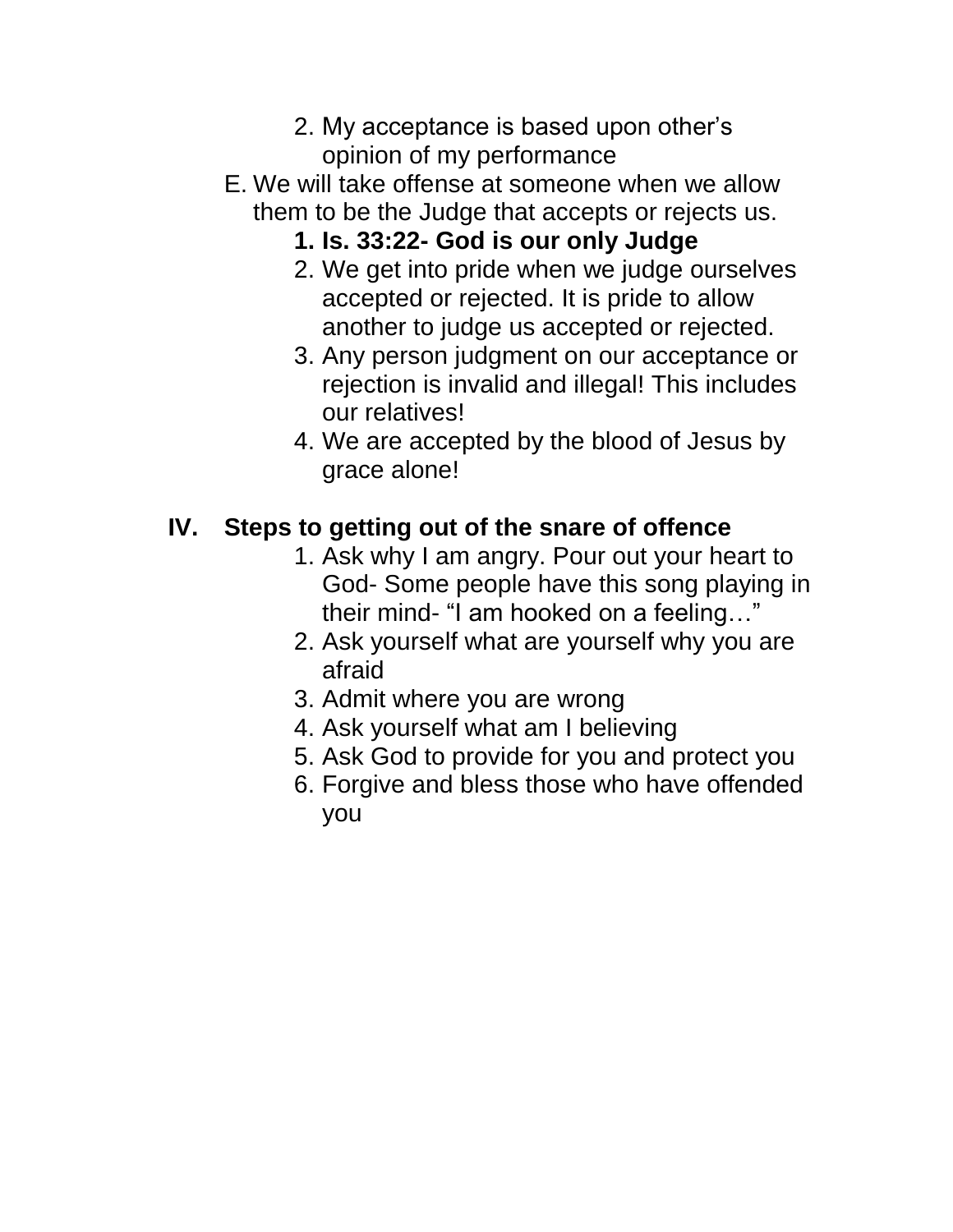2. My acceptance is based upon other's opinion of my performance

E. We will take offense at someone when we allow them to be the Judge that accepts or rejects us.

   1. **Is. 33:22- God is our only Judge**
   2. We get into pride when we judge ourselves accepted or rejected. It is pride to allow another to judge us accepted or rejected.
   3. Any person judgment on our acceptance or rejection is invalid and illegal! This includes our relatives!
   4. We are accepted by the blood of Jesus by grace alone!

## IV. Steps to getting out of the snare of offence

1. Ask why I am angry. Pour out your heart to God- Some people have this song playing in their mind- "I am hooked on a feeling…"
2. Ask yourself what are yourself why you are afraid
3. Admit where you are wrong
4. Ask yourself what am I believing
5. Ask God to provide for you and protect you
6. Forgive and bless those who have offended you